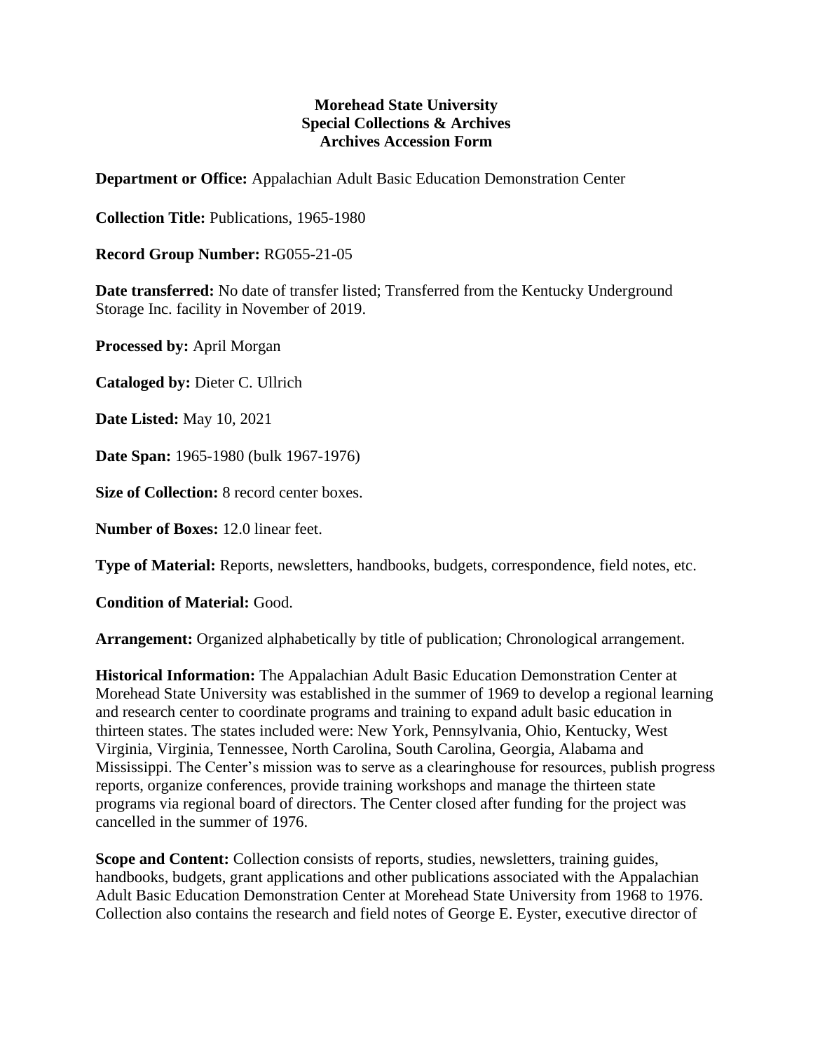**Morehead State University**
**Special Collections & Archives**
**Archives Accession Form**

**Department or Office:** Appalachian Adult Basic Education Demonstration Center

**Collection Title:** Publications, 1965-1980

**Record Group Number:** RG055-21-05

**Date transferred:** No date of transfer listed; Transferred from the Kentucky Underground Storage Inc. facility in November of 2019.

**Processed by:** April Morgan

**Cataloged by:** Dieter C. Ullrich

**Date Listed:** May 10, 2021

**Date Span:** 1965-1980 (bulk 1967-1976)

**Size of Collection:** 8 record center boxes.

**Number of Boxes:** 12.0 linear feet.

**Type of Material:** Reports, newsletters, handbooks, budgets, correspondence, field notes, etc.

**Condition of Material:** Good.

**Arrangement:** Organized alphabetically by title of publication; Chronological arrangement.

**Historical Information:** The Appalachian Adult Basic Education Demonstration Center at Morehead State University was established in the summer of 1969 to develop a regional learning and research center to coordinate programs and training to expand adult basic education in thirteen states. The states included were: New York, Pennsylvania, Ohio, Kentucky, West Virginia, Virginia, Tennessee, North Carolina, South Carolina, Georgia, Alabama and Mississippi. The Center's mission was to serve as a clearinghouse for resources, publish progress reports, organize conferences, provide training workshops and manage the thirteen state programs via regional board of directors. The Center closed after funding for the project was cancelled in the summer of 1976.

**Scope and Content:** Collection consists of reports, studies, newsletters, training guides, handbooks, budgets, grant applications and other publications associated with the Appalachian Adult Basic Education Demonstration Center at Morehead State University from 1968 to 1976. Collection also contains the research and field notes of George E. Eyster, executive director of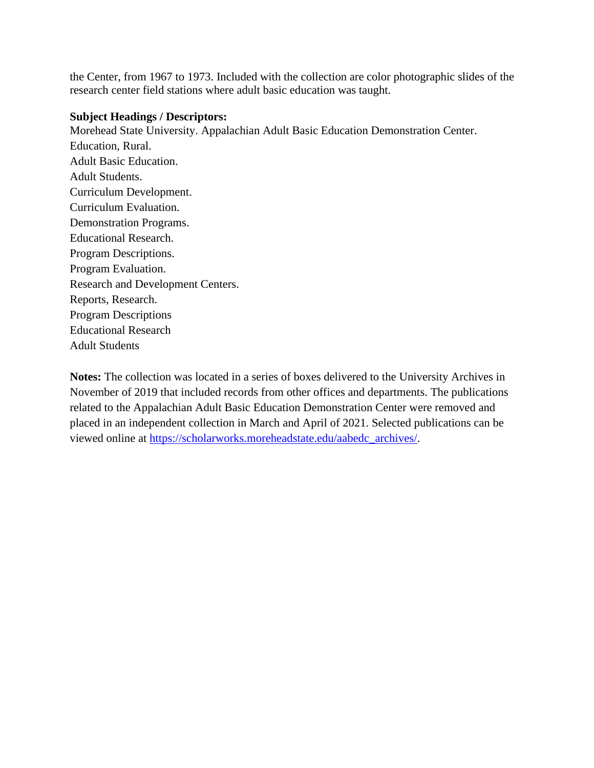the Center, from 1967 to 1973. Included with the collection are color photographic slides of the research center field stations where adult basic education was taught.

**Subject Headings / Descriptors:**

Morehead State University. Appalachian Adult Basic Education Demonstration Center.
Education, Rural.
Adult Basic Education.
Adult Students.
Curriculum Development.
Curriculum Evaluation.
Demonstration Programs.
Educational Research.
Program Descriptions.
Program Evaluation.
Research and Development Centers.
Reports, Research.
Program Descriptions
Educational Research
Adult Students

**Notes:** The collection was located in a series of boxes delivered to the University Archives in November of 2019 that included records from other offices and departments. The publications related to the Appalachian Adult Basic Education Demonstration Center were removed and placed in an independent collection in March and April of 2021. Selected publications can be viewed online at https://scholarworks.moreheadstate.edu/aabedc_archives/.